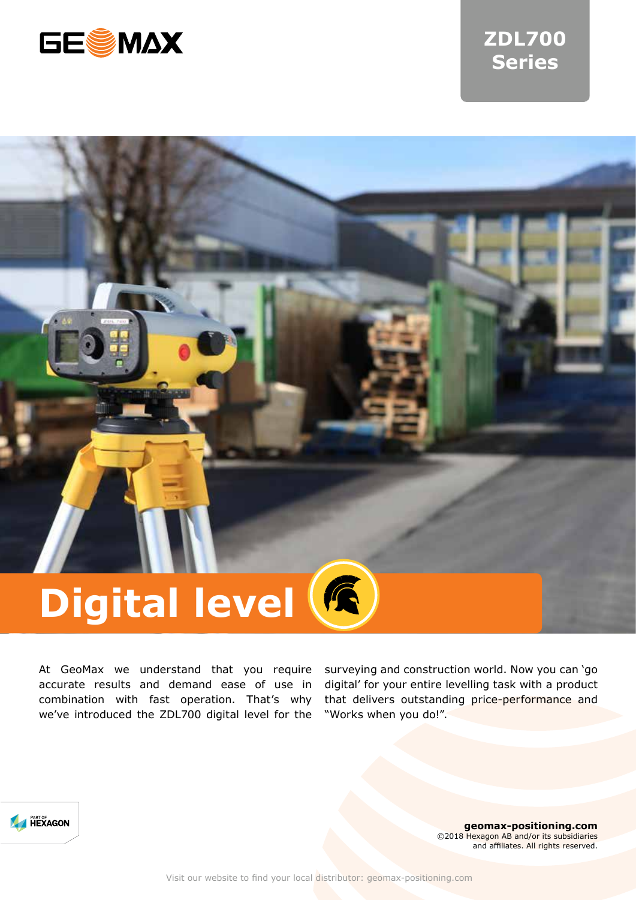GEOMAX

# ZDL700 Series

# Digital level

At GeoMax we understand that you require accurate results and demand ease of use in combination with fast operation. That's why we've introduced the ZDL700 digital level for the surveying and construction world. Now you can 'go digital' for your entire levelling task with a product that delivers outstanding price-performance and "Works when you do!".

PART OF HEXAGON

**geomax-positioning.com**
©2018 Hexagon AB and/or its subsidiaries and affiliates. All rights reserved.

Visit our website to find your local distributor: geomax-positioning.com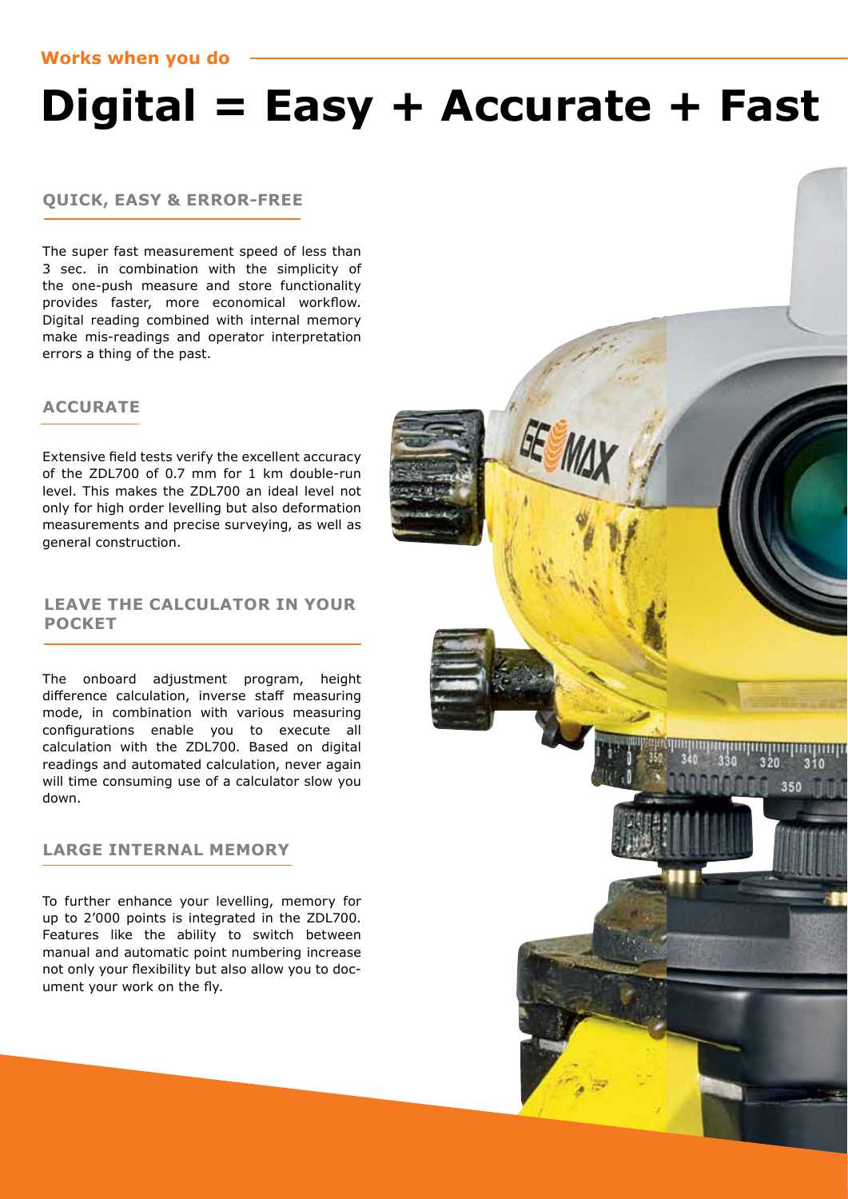Works when you do

# Digital = Easy + Accurate + Fast

## QUICK, EASY & ERROR-FREE

The super fast measurement speed of less than 3 sec. in combination with the simplicity of the one-push measure and store functionality provides faster, more economical workflow. Digital reading combined with internal memory make mis-readings and operator interpretation errors a thing of the past.

## ACCURATE

Extensive field tests verify the excellent accuracy of the ZDL700 of 0.7 mm for 1 km double-run level. This makes the ZDL700 an ideal level not only for high order levelling but also deformation measurements and precise surveying, as well as general construction.

## LEAVE THE CALCULATOR IN YOUR POCKET

The onboard adjustment program, height difference calculation, inverse staff measuring mode, in combination with various measuring configurations enable you to execute all calculation with the ZDL700. Based on digital readings and automated calculation, never again will time consuming use of a calculator slow you down.

## LARGE INTERNAL MEMORY

To further enhance your levelling, memory for up to 2'000 points is integrated in the ZDL700. Features like the ability to switch between manual and automatic point numbering increase not only your flexibility but also allow you to document your work on the fly.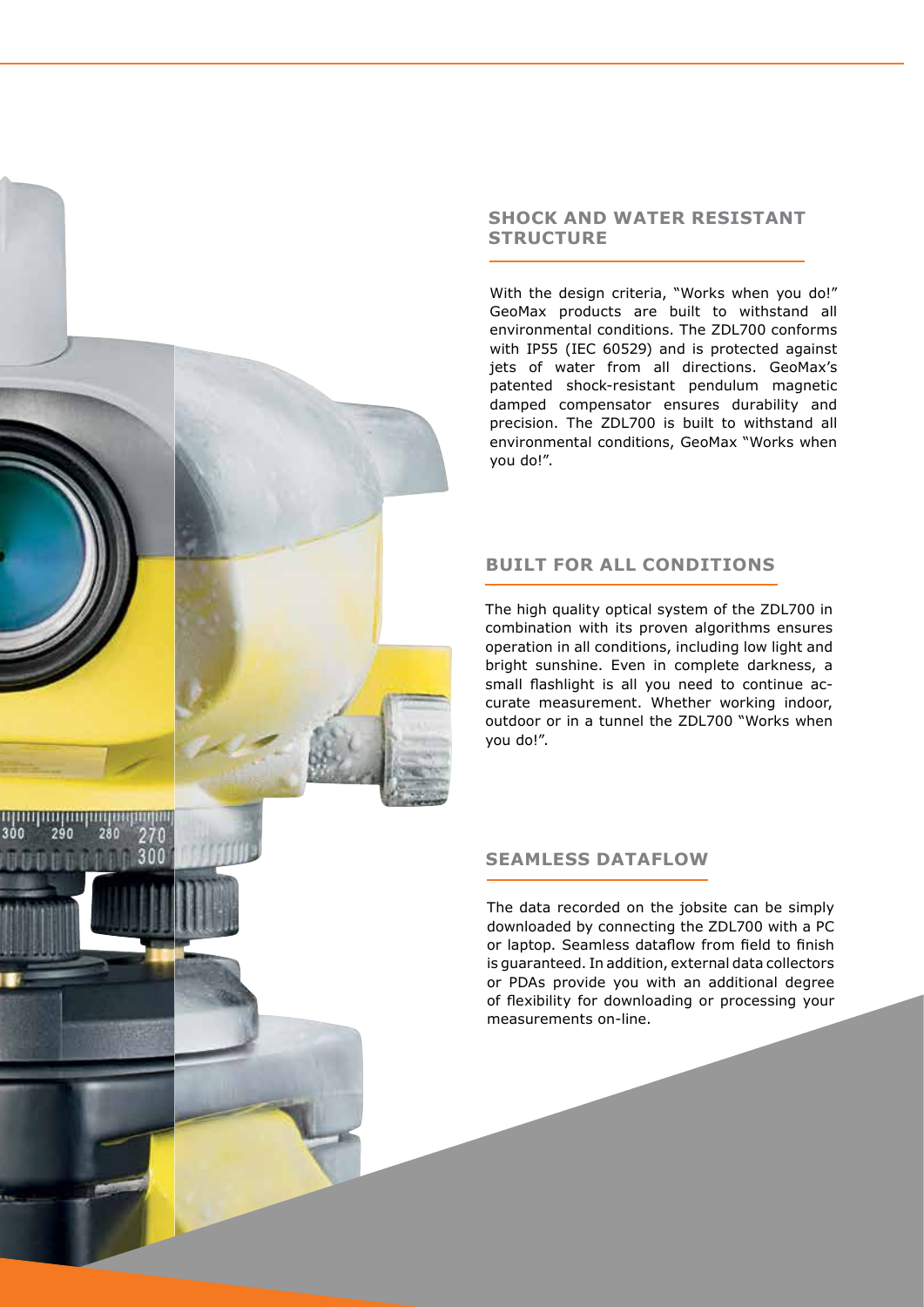## SHOCK AND WATER RESISTANT STRUCTURE

With the design criteria, "Works when you do!" GeoMax products are built to withstand all environmental conditions. The ZDL700 conforms with IP55 (IEC 60529) and is protected against jets of water from all directions. GeoMax's patented shock-resistant pendulum magnetic damped compensator ensures durability and precision. The ZDL700 is built to withstand all environmental conditions, GeoMax "Works when you do!".

## BUILT FOR ALL CONDITIONS

The high quality optical system of the ZDL700 in combination with its proven algorithms ensures operation in all conditions, including low light and bright sunshine. Even in complete darkness, a small flashlight is all you need to continue accurate measurement. Whether working indoor, outdoor or in a tunnel the ZDL700 "Works when you do!".

## SEAMLESS DATAFLOW

The data recorded on the jobsite can be simply downloaded by connecting the ZDL700 with a PC or laptop. Seamless dataflow from field to finish is guaranteed. In addition, external data collectors or PDAs provide you with an additional degree of flexibility for downloading or processing your measurements on-line.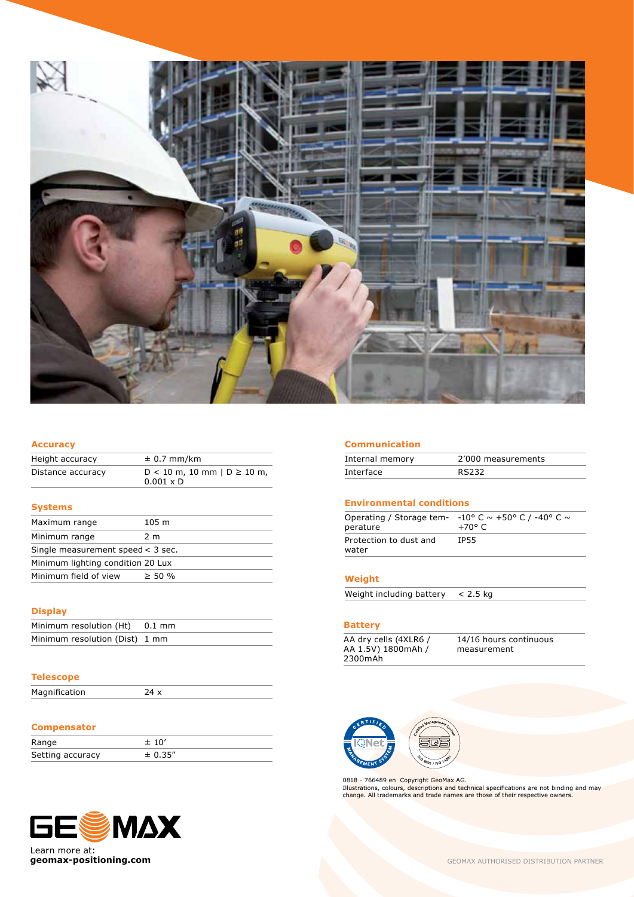## Accuracy

| | |
|---|---|
| Height accuracy | ± 0.7 mm/km |
| Distance accuracy | D < 10 m, 10 mm \| D ≥ 10 m, 0.001 x D |

## Systems

| | |
|---|---|
| Maximum range | 105 m |
| Minimum range | 2 m |
| Single measurement speed | < 3 sec. |
| Minimum lighting condition | 20 Lux |
| Minimum field of view | ≥ 50 % |

## Display

| | |
|---|---|
| Minimum resolution (Ht) | 0.1 mm |
| Minimum resolution (Dist) | 1 mm |

## Telescope

| | |
|---|---|
| Magnification | 24 x |

## Compensator

| | |
|---|---|
| Range | ± 10′ |
| Setting accuracy | ± 0.35″ |

## Communication

| | |
|---|---|
| Internal memory | 2’000 measurements |
| Interface | RS232 |

## Environmental conditions

| | |
|---|---|
| Operating / Storage temperature | -10° C ~ +50° C / -40° C ~ +70° C |
| Protection to dust and water | IP55 |

## Weight

| | |
|---|---|
| Weight including battery | < 2.5 kg |

## Battery

| | |
|---|---|
| AA dry cells (4XLR6 / AA 1.5V) 1800mAh / 2300mAh | 14/16 hours continuous measurement |

0818 - 766489 en Copyright GeoMax AG.
Illustrations, colours, descriptions and technical specifications are not binding and may change. All trademarks and trade names are those of their respective owners.

Learn more at:
**geomax-positioning.com**

GEOMAX AUTHORISED DISTRIBUTION PARTNER